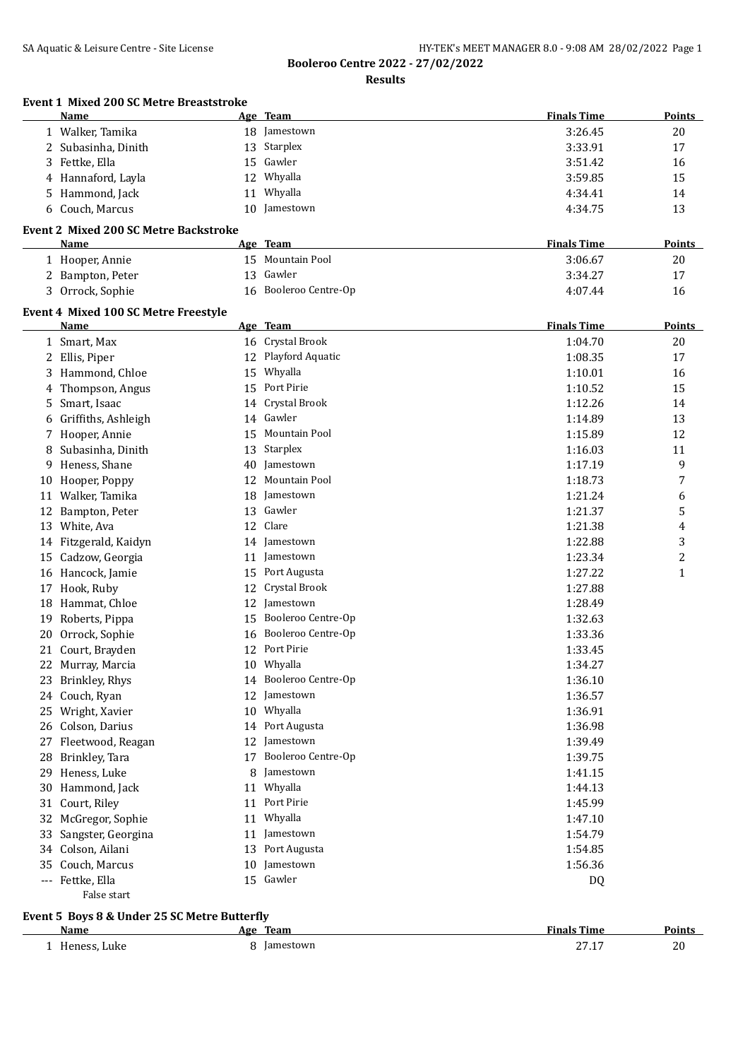# Booleroo Centre 2022 - 27/02/2022

## Results

### Event 1 Mixed 200 SC Metre Breaststroke

| | Name | Age | Team | Finals Time | Points |
|---|---|---|---|---|---|
| 1 | Walker, Tamika | 18 | Jamestown | 3:26.45 | 20 |
| 2 | Subasinha, Dinith | 13 | Starplex | 3:33.91 | 17 |
| 3 | Fettke, Ella | 15 | Gawler | 3:51.42 | 16 |
| 4 | Hannaford, Layla | 12 | Whyalla | 3:59.85 | 15 |
| 5 | Hammond, Jack | 11 | Whyalla | 4:34.41 | 14 |
| 6 | Couch, Marcus | 10 | Jamestown | 4:34.75 | 13 |

### Event 2 Mixed 200 SC Metre Backstroke

| | Name | Age | Team | Finals Time | Points |
|---|---|---|---|---|---|
| 1 | Hooper, Annie | 15 | Mountain Pool | 3:06.67 | 20 |
| 2 | Bampton, Peter | 13 | Gawler | 3:34.27 | 17 |
| 3 | Orrock, Sophie | 16 | Booleroo Centre-Op | 4:07.44 | 16 |

### Event 4 Mixed 100 SC Metre Freestyle

| | Name | Age | Team | Finals Time | Points |
|---|---|---|---|---|---|
| 1 | Smart, Max | 16 | Crystal Brook | 1:04.70 | 20 |
| 2 | Ellis, Piper | 12 | Playford Aquatic | 1:08.35 | 17 |
| 3 | Hammond, Chloe | 15 | Whyalla | 1:10.01 | 16 |
| 4 | Thompson, Angus | 15 | Port Pirie | 1:10.52 | 15 |
| 5 | Smart, Isaac | 14 | Crystal Brook | 1:12.26 | 14 |
| 6 | Griffiths, Ashleigh | 14 | Gawler | 1:14.89 | 13 |
| 7 | Hooper, Annie | 15 | Mountain Pool | 1:15.89 | 12 |
| 8 | Subasinha, Dinith | 13 | Starplex | 1:16.03 | 11 |
| 9 | Heness, Shane | 40 | Jamestown | 1:17.19 | 9 |
| 10 | Hooper, Poppy | 12 | Mountain Pool | 1:18.73 | 7 |
| 11 | Walker, Tamika | 18 | Jamestown | 1:21.24 | 6 |
| 12 | Bampton, Peter | 13 | Gawler | 1:21.37 | 5 |
| 13 | White, Ava | 12 | Clare | 1:21.38 | 4 |
| 14 | Fitzgerald, Kaidyn | 14 | Jamestown | 1:22.88 | 3 |
| 15 | Cadzow, Georgia | 11 | Jamestown | 1:23.34 | 2 |
| 16 | Hancock, Jamie | 15 | Port Augusta | 1:27.22 | 1 |
| 17 | Hook, Ruby | 12 | Crystal Brook | 1:27.88 | |
| 18 | Hammat, Chloe | 12 | Jamestown | 1:28.49 | |
| 19 | Roberts, Pippa | 15 | Booleroo Centre-Op | 1:32.63 | |
| 20 | Orrock, Sophie | 16 | Booleroo Centre-Op | 1:33.36 | |
| 21 | Court, Brayden | 12 | Port Pirie | 1:33.45 | |
| 22 | Murray, Marcia | 10 | Whyalla | 1:34.27 | |
| 23 | Brinkley, Rhys | 14 | Booleroo Centre-Op | 1:36.10 | |
| 24 | Couch, Ryan | 12 | Jamestown | 1:36.57 | |
| 25 | Wright, Xavier | 10 | Whyalla | 1:36.91 | |
| 26 | Colson, Darius | 14 | Port Augusta | 1:36.98 | |
| 27 | Fleetwood, Reagan | 12 | Jamestown | 1:39.49 | |
| 28 | Brinkley, Tara | 17 | Booleroo Centre-Op | 1:39.75 | |
| 29 | Heness, Luke | 8 | Jamestown | 1:41.15 | |
| 30 | Hammond, Jack | 11 | Whyalla | 1:44.13 | |
| 31 | Court, Riley | 11 | Port Pirie | 1:45.99 | |
| 32 | McGregor, Sophie | 11 | Whyalla | 1:47.10 | |
| 33 | Sangster, Georgina | 11 | Jamestown | 1:54.79 | |
| 34 | Colson, Ailani | 13 | Port Augusta | 1:54.85 | |
| 35 | Couch, Marcus | 10 | Jamestown | 1:56.36 | |
| --- | Fettke, Ella<br>False start | 15 | Gawler | DQ | |

### Event 5 Boys 8 & Under 25 SC Metre Butterfly

| | Name | Age | Team | Finals Time | Points |
|---|---|---|---|---|---|
| 1 | Heness, Luke | 8 | Jamestown | 27.17 | 20 |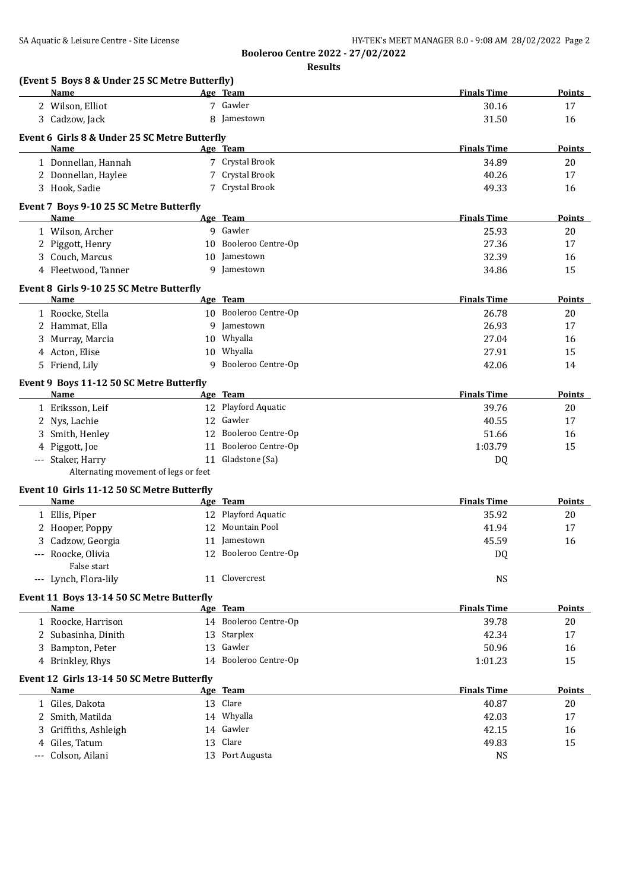**Booleroo Centre 2022 - 27/02/2022**

**Results**

### (Event 5 Boys 8 & Under 25 SC Metre Butterfly)

| | Name | Age | Team | Finals Time | Points |
|---|---|---|---|---|---|
| 2 | Wilson, Elliot | 7 | Gawler | 30.16 | 17 |
| 3 | Cadzow, Jack | 8 | Jamestown | 31.50 | 16 |

### Event 6 Girls 8 & Under 25 SC Metre Butterfly

| | Name | Age | Team | Finals Time | Points |
|---|---|---|---|---|---|
| 1 | Donnellan, Hannah | 7 | Crystal Brook | 34.89 | 20 |
| 2 | Donnellan, Haylee | 7 | Crystal Brook | 40.26 | 17 |
| 3 | Hook, Sadie | 7 | Crystal Brook | 49.33 | 16 |

### Event 7 Boys 9-10 25 SC Metre Butterfly

| | Name | Age | Team | Finals Time | Points |
|---|---|---|---|---|---|
| 1 | Wilson, Archer | 9 | Gawler | 25.93 | 20 |
| 2 | Piggott, Henry | 10 | Booleroo Centre-Op | 27.36 | 17 |
| 3 | Couch, Marcus | 10 | Jamestown | 32.39 | 16 |
| 4 | Fleetwood, Tanner | 9 | Jamestown | 34.86 | 15 |

### Event 8 Girls 9-10 25 SC Metre Butterfly

| | Name | Age | Team | Finals Time | Points |
|---|---|---|---|---|---|
| 1 | Roocke, Stella | 10 | Booleroo Centre-Op | 26.78 | 20 |
| 2 | Hammat, Ella | 9 | Jamestown | 26.93 | 17 |
| 3 | Murray, Marcia | 10 | Whyalla | 27.04 | 16 |
| 4 | Acton, Elise | 10 | Whyalla | 27.91 | 15 |
| 5 | Friend, Lily | 9 | Booleroo Centre-Op | 42.06 | 14 |

### Event 9 Boys 11-12 50 SC Metre Butterfly

| | Name | Age | Team | Finals Time | Points |
|---|---|---|---|---|---|
| 1 | Eriksson, Leif | 12 | Playford Aquatic | 39.76 | 20 |
| 2 | Nys, Lachie | 12 | Gawler | 40.55 | 17 |
| 3 | Smith, Henley | 12 | Booleroo Centre-Op | 51.66 | 16 |
| 4 | Piggott, Joe | 11 | Booleroo Centre-Op | 1:03.79 | 15 |
| --- | Staker, Harry | 11 | Gladstone (Sa) | DQ | |
| | Alternating movement of legs or feet | | | | |

### Event 10 Girls 11-12 50 SC Metre Butterfly

| | Name | Age | Team | Finals Time | Points |
|---|---|---|---|---|---|
| 1 | Ellis, Piper | 12 | Playford Aquatic | 35.92 | 20 |
| 2 | Hooper, Poppy | 12 | Mountain Pool | 41.94 | 17 |
| 3 | Cadzow, Georgia | 11 | Jamestown | 45.59 | 16 |
| --- | Roocke, Olivia | 12 | Booleroo Centre-Op | DQ | |
| | False start | | | | |
| --- | Lynch, Flora-lily | 11 | Clovercrest | NS | |

### Event 11 Boys 13-14 50 SC Metre Butterfly

| | Name | Age | Team | Finals Time | Points |
|---|---|---|---|---|---|
| 1 | Roocke, Harrison | 14 | Booleroo Centre-Op | 39.78 | 20 |
| 2 | Subasinha, Dinith | 13 | Starplex | 42.34 | 17 |
| 3 | Bampton, Peter | 13 | Gawler | 50.96 | 16 |
| 4 | Brinkley, Rhys | 14 | Booleroo Centre-Op | 1:01.23 | 15 |

### Event 12 Girls 13-14 50 SC Metre Butterfly

| | Name | Age | Team | Finals Time | Points |
|---|---|---|---|---|---|
| 1 | Giles, Dakota | 13 | Clare | 40.87 | 20 |
| 2 | Smith, Matilda | 14 | Whyalla | 42.03 | 17 |
| 3 | Griffiths, Ashleigh | 14 | Gawler | 42.15 | 16 |
| 4 | Giles, Tatum | 13 | Clare | 49.83 | 15 |
| --- | Colson, Ailani | 13 | Port Augusta | NS | |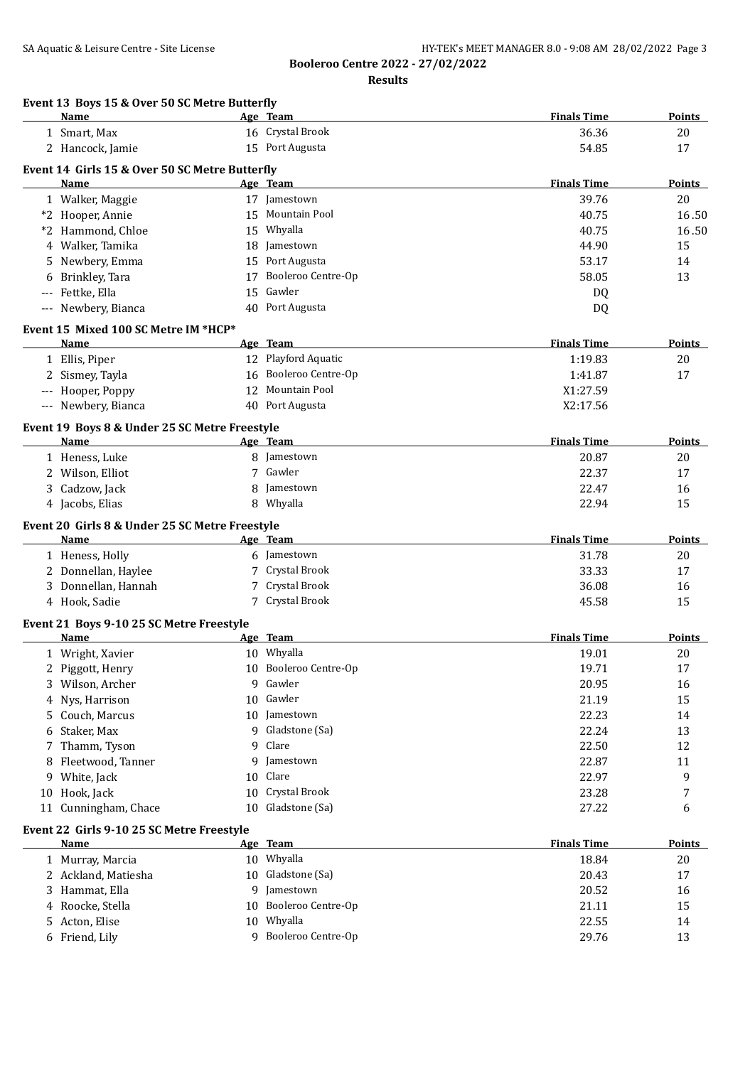# Booleroo Centre 2022 - 27/02/2022

## Results

### Event 13 Boys 15 & Over 50 SC Metre Butterfly

| | Name | Age | Team | Finals Time | Points |
|---|---|---|---|---|---|
| 1 | Smart, Max | 16 | Crystal Brook | 36.36 | 20 |
| 2 | Hancock, Jamie | 15 | Port Augusta | 54.85 | 17 |

### Event 14 Girls 15 & Over 50 SC Metre Butterfly

| | Name | Age | Team | Finals Time | Points |
|---|---|---|---|---|---|
| 1 | Walker, Maggie | 17 | Jamestown | 39.76 | 20 |
| *2 | Hooper, Annie | 15 | Mountain Pool | 40.75 | 16.50 |
| *2 | Hammond, Chloe | 15 | Whyalla | 40.75 | 16.50 |
| 4 | Walker, Tamika | 18 | Jamestown | 44.90 | 15 |
| 5 | Newbery, Emma | 15 | Port Augusta | 53.17 | 14 |
| 6 | Brinkley, Tara | 17 | Booleroo Centre-Op | 58.05 | 13 |
| --- | Fettke, Ella | 15 | Gawler | DQ | |
| --- | Newbery, Bianca | 40 | Port Augusta | DQ | |

### Event 15 Mixed 100 SC Metre IM *HCP*

| | Name | Age | Team | Finals Time | Points |
|---|---|---|---|---|---|
| 1 | Ellis, Piper | 12 | Playford Aquatic | 1:19.83 | 20 |
| 2 | Sismey, Tayla | 16 | Booleroo Centre-Op | 1:41.87 | 17 |
| --- | Hooper, Poppy | 12 | Mountain Pool | X1:27.59 | |
| --- | Newbery, Bianca | 40 | Port Augusta | X2:17.56 | |

### Event 19 Boys 8 & Under 25 SC Metre Freestyle

| | Name | Age | Team | Finals Time | Points |
|---|---|---|---|---|---|
| 1 | Heness, Luke | 8 | Jamestown | 20.87 | 20 |
| 2 | Wilson, Elliot | 7 | Gawler | 22.37 | 17 |
| 3 | Cadzow, Jack | 8 | Jamestown | 22.47 | 16 |
| 4 | Jacobs, Elias | 8 | Whyalla | 22.94 | 15 |

### Event 20 Girls 8 & Under 25 SC Metre Freestyle

| | Name | Age | Team | Finals Time | Points |
|---|---|---|---|---|---|
| 1 | Heness, Holly | 6 | Jamestown | 31.78 | 20 |
| 2 | Donnellan, Haylee | 7 | Crystal Brook | 33.33 | 17 |
| 3 | Donnellan, Hannah | 7 | Crystal Brook | 36.08 | 16 |
| 4 | Hook, Sadie | 7 | Crystal Brook | 45.58 | 15 |

### Event 21 Boys 9-10 25 SC Metre Freestyle

| | Name | Age | Team | Finals Time | Points |
|---|---|---|---|---|---|
| 1 | Wright, Xavier | 10 | Whyalla | 19.01 | 20 |
| 2 | Piggott, Henry | 10 | Booleroo Centre-Op | 19.71 | 17 |
| 3 | Wilson, Archer | 9 | Gawler | 20.95 | 16 |
| 4 | Nys, Harrison | 10 | Gawler | 21.19 | 15 |
| 5 | Couch, Marcus | 10 | Jamestown | 22.23 | 14 |
| 6 | Staker, Max | 9 | Gladstone (Sa) | 22.24 | 13 |
| 7 | Thamm, Tyson | 9 | Clare | 22.50 | 12 |
| 8 | Fleetwood, Tanner | 9 | Jamestown | 22.87 | 11 |
| 9 | White, Jack | 10 | Clare | 22.97 | 9 |
| 10 | Hook, Jack | 10 | Crystal Brook | 23.28 | 7 |
| 11 | Cunningham, Chace | 10 | Gladstone (Sa) | 27.22 | 6 |

### Event 22 Girls 9-10 25 SC Metre Freestyle

| | Name | Age | Team | Finals Time | Points |
|---|---|---|---|---|---|
| 1 | Murray, Marcia | 10 | Whyalla | 18.84 | 20 |
| 2 | Ackland, Matiesha | 10 | Gladstone (Sa) | 20.43 | 17 |
| 3 | Hammat, Ella | 9 | Jamestown | 20.52 | 16 |
| 4 | Roocke, Stella | 10 | Booleroo Centre-Op | 21.11 | 15 |
| 5 | Acton, Elise | 10 | Whyalla | 22.55 | 14 |
| 6 | Friend, Lily | 9 | Booleroo Centre-Op | 29.76 | 13 |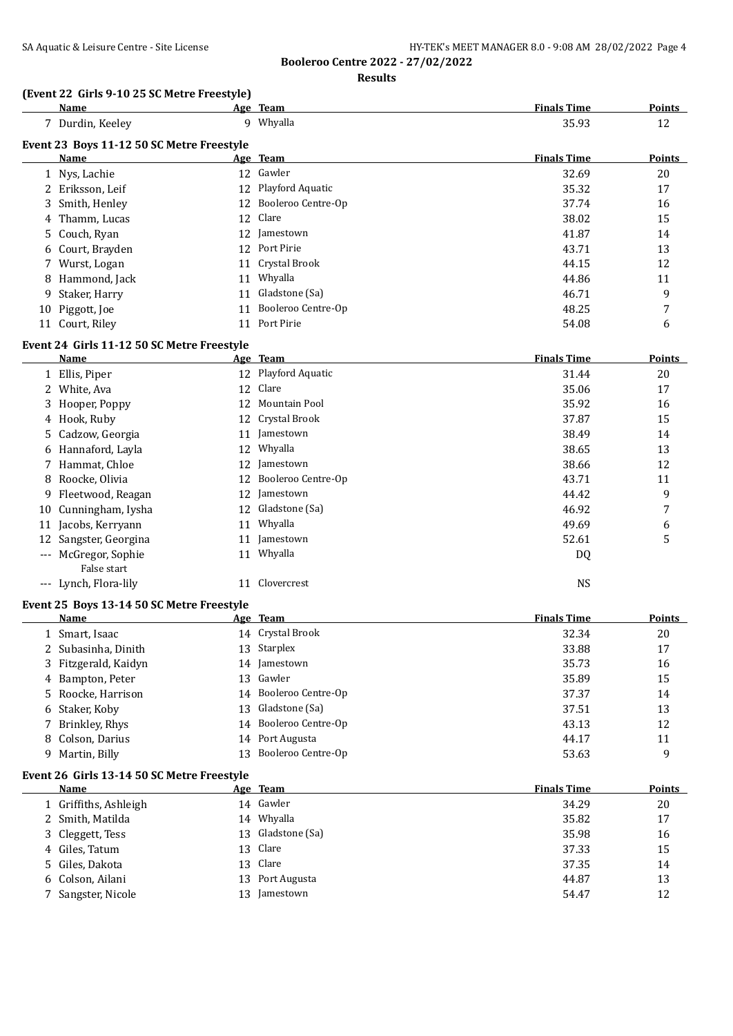**Booleroo Centre 2022 - 27/02/2022**

**Results**

### (Event 22 Girls 9-10 25 SC Metre Freestyle)

| | Name | Age | Team | Finals Time | Points |
|---|---|---|---|---|---|
| 7 | Durdin, Keeley | 9 | Whyalla | 35.93 | 12 |

### Event 23 Boys 11-12 50 SC Metre Freestyle

| | Name | Age | Team | Finals Time | Points |
|---|---|---|---|---|---|
| 1 | Nys, Lachie | 12 | Gawler | 32.69 | 20 |
| 2 | Eriksson, Leif | 12 | Playford Aquatic | 35.32 | 17 |
| 3 | Smith, Henley | 12 | Booleroo Centre-Op | 37.74 | 16 |
| 4 | Thamm, Lucas | 12 | Clare | 38.02 | 15 |
| 5 | Couch, Ryan | 12 | Jamestown | 41.87 | 14 |
| 6 | Court, Brayden | 12 | Port Pirie | 43.71 | 13 |
| 7 | Wurst, Logan | 11 | Crystal Brook | 44.15 | 12 |
| 8 | Hammond, Jack | 11 | Whyalla | 44.86 | 11 |
| 9 | Staker, Harry | 11 | Gladstone (Sa) | 46.71 | 9 |
| 10 | Piggott, Joe | 11 | Booleroo Centre-Op | 48.25 | 7 |
| 11 | Court, Riley | 11 | Port Pirie | 54.08 | 6 |

### Event 24 Girls 11-12 50 SC Metre Freestyle

| | Name | Age | Team | Finals Time | Points |
|---|---|---|---|---|---|
| 1 | Ellis, Piper | 12 | Playford Aquatic | 31.44 | 20 |
| 2 | White, Ava | 12 | Clare | 35.06 | 17 |
| 3 | Hooper, Poppy | 12 | Mountain Pool | 35.92 | 16 |
| 4 | Hook, Ruby | 12 | Crystal Brook | 37.87 | 15 |
| 5 | Cadzow, Georgia | 11 | Jamestown | 38.49 | 14 |
| 6 | Hannaford, Layla | 12 | Whyalla | 38.65 | 13 |
| 7 | Hammat, Chloe | 12 | Jamestown | 38.66 | 12 |
| 8 | Roocke, Olivia | 12 | Booleroo Centre-Op | 43.71 | 11 |
| 9 | Fleetwood, Reagan | 12 | Jamestown | 44.42 | 9 |
| 10 | Cunningham, Iysha | 12 | Gladstone (Sa) | 46.92 | 7 |
| 11 | Jacobs, Kerryann | 11 | Whyalla | 49.69 | 6 |
| 12 | Sangster, Georgina | 11 | Jamestown | 52.61 | 5 |
| --- | McGregor, Sophie<br>False start | 11 | Whyalla | DQ | |
| --- | Lynch, Flora-lily | 11 | Clovercrest | NS | |

### Event 25 Boys 13-14 50 SC Metre Freestyle

| | Name | Age | Team | Finals Time | Points |
|---|---|---|---|---|---|
| 1 | Smart, Isaac | 14 | Crystal Brook | 32.34 | 20 |
| 2 | Subasinha, Dinith | 13 | Starplex | 33.88 | 17 |
| 3 | Fitzgerald, Kaidyn | 14 | Jamestown | 35.73 | 16 |
| 4 | Bampton, Peter | 13 | Gawler | 35.89 | 15 |
| 5 | Roocke, Harrison | 14 | Booleroo Centre-Op | 37.37 | 14 |
| 6 | Staker, Koby | 13 | Gladstone (Sa) | 37.51 | 13 |
| 7 | Brinkley, Rhys | 14 | Booleroo Centre-Op | 43.13 | 12 |
| 8 | Colson, Darius | 14 | Port Augusta | 44.17 | 11 |
| 9 | Martin, Billy | 13 | Booleroo Centre-Op | 53.63 | 9 |

### Event 26 Girls 13-14 50 SC Metre Freestyle

| | Name | Age | Team | Finals Time | Points |
|---|---|---|---|---|---|
| 1 | Griffiths, Ashleigh | 14 | Gawler | 34.29 | 20 |
| 2 | Smith, Matilda | 14 | Whyalla | 35.82 | 17 |
| 3 | Cleggett, Tess | 13 | Gladstone (Sa) | 35.98 | 16 |
| 4 | Giles, Tatum | 13 | Clare | 37.33 | 15 |
| 5 | Giles, Dakota | 13 | Clare | 37.35 | 14 |
| 6 | Colson, Ailani | 13 | Port Augusta | 44.87 | 13 |
| 7 | Sangster, Nicole | 13 | Jamestown | 54.47 | 12 |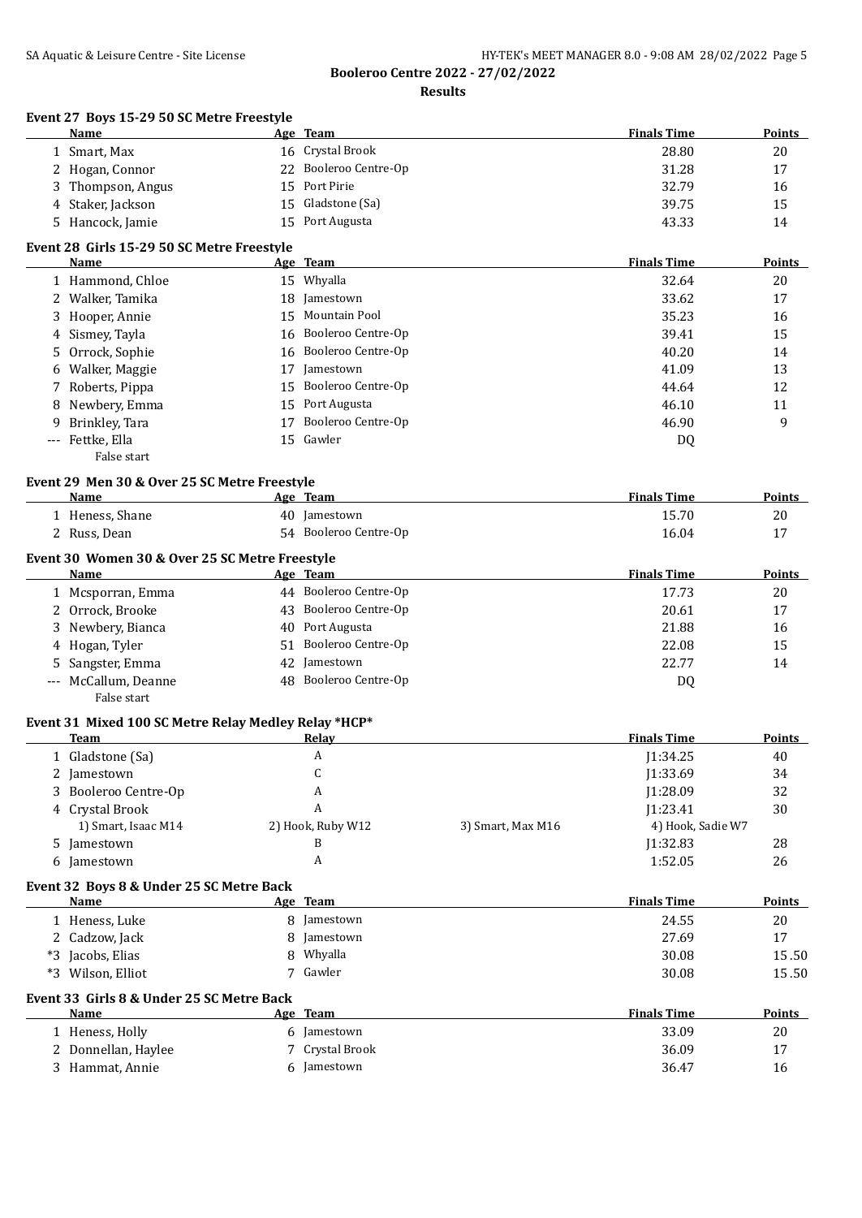Booleroo Centre 2022 - 27/02/2022

**Results**

### Event 27 Boys 15-29 50 SC Metre Freestyle

| | Name | Age | Team | Finals Time | Points |
|---|---|---|---|---|---|
| 1 | Smart, Max | 16 | Crystal Brook | 28.80 | 20 |
| 2 | Hogan, Connor | 22 | Booleroo Centre-Op | 31.28 | 17 |
| 3 | Thompson, Angus | 15 | Port Pirie | 32.79 | 16 |
| 4 | Staker, Jackson | 15 | Gladstone (Sa) | 39.75 | 15 |
| 5 | Hancock, Jamie | 15 | Port Augusta | 43.33 | 14 |

### Event 28 Girls 15-29 50 SC Metre Freestyle

| | Name | Age | Team | Finals Time | Points |
|---|---|---|---|---|---|
| 1 | Hammond, Chloe | 15 | Whyalla | 32.64 | 20 |
| 2 | Walker, Tamika | 18 | Jamestown | 33.62 | 17 |
| 3 | Hooper, Annie | 15 | Mountain Pool | 35.23 | 16 |
| 4 | Sismey, Tayla | 16 | Booleroo Centre-Op | 39.41 | 15 |
| 5 | Orrock, Sophie | 16 | Booleroo Centre-Op | 40.20 | 14 |
| 6 | Walker, Maggie | 17 | Jamestown | 41.09 | 13 |
| 7 | Roberts, Pippa | 15 | Booleroo Centre-Op | 44.64 | 12 |
| 8 | Newbery, Emma | 15 | Port Augusta | 46.10 | 11 |
| 9 | Brinkley, Tara | 17 | Booleroo Centre-Op | 46.90 | 9 |
| --- | Fettke, Ella | 15 | Gawler | DQ | |
| | False start | | | | |

### Event 29 Men 30 & Over 25 SC Metre Freestyle

| | Name | Age | Team | Finals Time | Points |
|---|---|---|---|---|---|
| 1 | Heness, Shane | 40 | Jamestown | 15.70 | 20 |
| 2 | Russ, Dean | 54 | Booleroo Centre-Op | 16.04 | 17 |

### Event 30 Women 30 & Over 25 SC Metre Freestyle

| | Name | Age | Team | Finals Time | Points |
|---|---|---|---|---|---|
| 1 | Mcsporran, Emma | 44 | Booleroo Centre-Op | 17.73 | 20 |
| 2 | Orrock, Brooke | 43 | Booleroo Centre-Op | 20.61 | 17 |
| 3 | Newbery, Bianca | 40 | Port Augusta | 21.88 | 16 |
| 4 | Hogan, Tyler | 51 | Booleroo Centre-Op | 22.08 | 15 |
| 5 | Sangster, Emma | 42 | Jamestown | 22.77 | 14 |
| --- | McCallum, Deanne | 48 | Booleroo Centre-Op | DQ | |
| | False start | | | | |

### Event 31 Mixed 100 SC Metre Relay Medley Relay *HCP*

| | Team | Relay | | Finals Time | Points |
|---|---|---|---|---|---|
| 1 | Gladstone (Sa) | A | | J1:34.25 | 40 |
| 2 | Jamestown | C | | J1:33.69 | 34 |
| 3 | Booleroo Centre-Op | A | | J1:28.09 | 32 |
| 4 | Crystal Brook | A | | J1:23.41 | 30 |
| | 1) Smart, Isaac M14 | 2) Hook, Ruby W12 | 3) Smart, Max M16 | 4) Hook, Sadie W7 | |
| 5 | Jamestown | B | | J1:32.83 | 28 |
| 6 | Jamestown | A | | 1:52.05 | 26 |

### Event 32 Boys 8 & Under 25 SC Metre Back

| | Name | Age | Team | Finals Time | Points |
|---|---|---|---|---|---|
| 1 | Heness, Luke | 8 | Jamestown | 24.55 | 20 |
| 2 | Cadzow, Jack | 8 | Jamestown | 27.69 | 17 |
| *3 | Jacobs, Elias | 8 | Whyalla | 30.08 | 15.50 |
| *3 | Wilson, Elliot | 7 | Gawler | 30.08 | 15.50 |

### Event 33 Girls 8 & Under 25 SC Metre Back

| | Name | Age | Team | Finals Time | Points |
|---|---|---|---|---|---|
| 1 | Heness, Holly | 6 | Jamestown | 33.09 | 20 |
| 2 | Donnellan, Haylee | 7 | Crystal Brook | 36.09 | 17 |
| 3 | Hammat, Annie | 6 | Jamestown | 36.47 | 16 |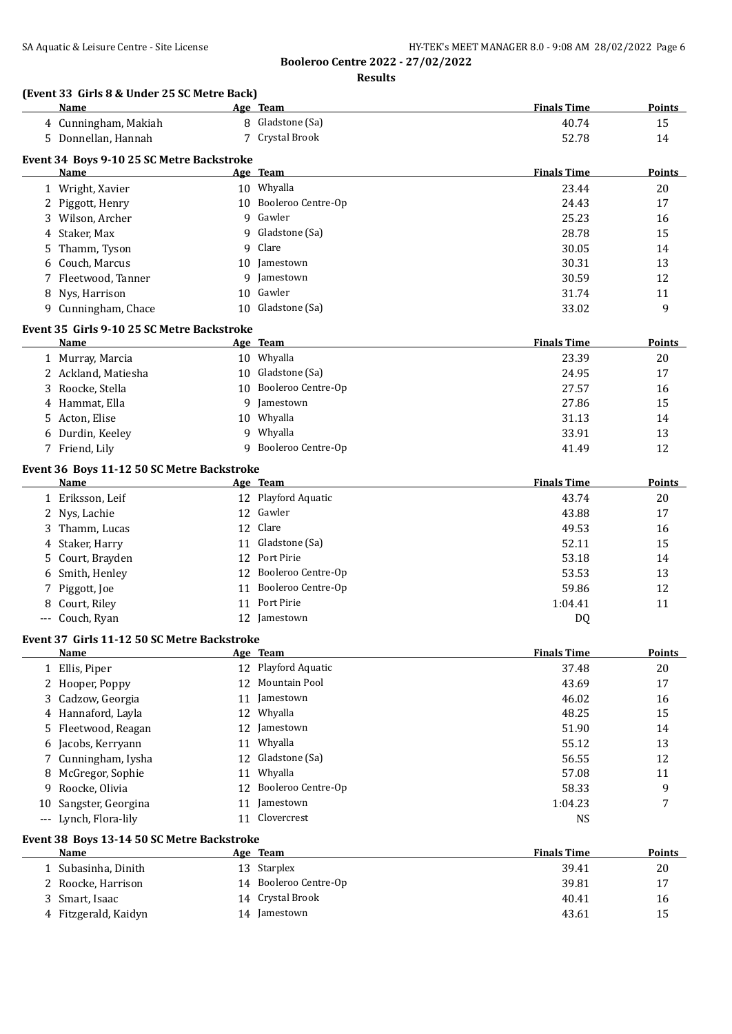## Booleroo Centre 2022 - 27/02/2022

### Results

**(Event 33 Girls 8 & Under 25 SC Metre Back)**

| | Name | Age | Team | Finals Time | Points |
|---|---|---|---|---|---|
| 4 | Cunningham, Makiah | 8 | Gladstone (Sa) | 40.74 | 15 |
| 5 | Donnellan, Hannah | 7 | Crystal Brook | 52.78 | 14 |

**Event 34 Boys 9-10 25 SC Metre Backstroke**

| | Name | Age | Team | Finals Time | Points |
|---|---|---|---|---|---|
| 1 | Wright, Xavier | 10 | Whyalla | 23.44 | 20 |
| 2 | Piggott, Henry | 10 | Booleroo Centre-Op | 24.43 | 17 |
| 3 | Wilson, Archer | 9 | Gawler | 25.23 | 16 |
| 4 | Staker, Max | 9 | Gladstone (Sa) | 28.78 | 15 |
| 5 | Thamm, Tyson | 9 | Clare | 30.05 | 14 |
| 6 | Couch, Marcus | 10 | Jamestown | 30.31 | 13 |
| 7 | Fleetwood, Tanner | 9 | Jamestown | 30.59 | 12 |
| 8 | Nys, Harrison | 10 | Gawler | 31.74 | 11 |
| 9 | Cunningham, Chace | 10 | Gladstone (Sa) | 33.02 | 9 |

**Event 35 Girls 9-10 25 SC Metre Backstroke**

| | Name | Age | Team | Finals Time | Points |
|---|---|---|---|---|---|
| 1 | Murray, Marcia | 10 | Whyalla | 23.39 | 20 |
| 2 | Ackland, Matiesha | 10 | Gladstone (Sa) | 24.95 | 17 |
| 3 | Roocke, Stella | 10 | Booleroo Centre-Op | 27.57 | 16 |
| 4 | Hammat, Ella | 9 | Jamestown | 27.86 | 15 |
| 5 | Acton, Elise | 10 | Whyalla | 31.13 | 14 |
| 6 | Durdin, Keeley | 9 | Whyalla | 33.91 | 13 |
| 7 | Friend, Lily | 9 | Booleroo Centre-Op | 41.49 | 12 |

**Event 36 Boys 11-12 50 SC Metre Backstroke**

| | Name | Age | Team | Finals Time | Points |
|---|---|---|---|---|---|
| 1 | Eriksson, Leif | 12 | Playford Aquatic | 43.74 | 20 |
| 2 | Nys, Lachie | 12 | Gawler | 43.88 | 17 |
| 3 | Thamm, Lucas | 12 | Clare | 49.53 | 16 |
| 4 | Staker, Harry | 11 | Gladstone (Sa) | 52.11 | 15 |
| 5 | Court, Brayden | 12 | Port Pirie | 53.18 | 14 |
| 6 | Smith, Henley | 12 | Booleroo Centre-Op | 53.53 | 13 |
| 7 | Piggott, Joe | 11 | Booleroo Centre-Op | 59.86 | 12 |
| 8 | Court, Riley | 11 | Port Pirie | 1:04.41 | 11 |
| --- | Couch, Ryan | 12 | Jamestown | DQ | |

**Event 37 Girls 11-12 50 SC Metre Backstroke**

| | Name | Age | Team | Finals Time | Points |
|---|---|---|---|---|---|
| 1 | Ellis, Piper | 12 | Playford Aquatic | 37.48 | 20 |
| 2 | Hooper, Poppy | 12 | Mountain Pool | 43.69 | 17 |
| 3 | Cadzow, Georgia | 11 | Jamestown | 46.02 | 16 |
| 4 | Hannaford, Layla | 12 | Whyalla | 48.25 | 15 |
| 5 | Fleetwood, Reagan | 12 | Jamestown | 51.90 | 14 |
| 6 | Jacobs, Kerryann | 11 | Whyalla | 55.12 | 13 |
| 7 | Cunningham, Iysha | 12 | Gladstone (Sa) | 56.55 | 12 |
| 8 | McGregor, Sophie | 11 | Whyalla | 57.08 | 11 |
| 9 | Roocke, Olivia | 12 | Booleroo Centre-Op | 58.33 | 9 |
| 10 | Sangster, Georgina | 11 | Jamestown | 1:04.23 | 7 |
| --- | Lynch, Flora-lily | 11 | Clovercrest | NS | |

**Event 38 Boys 13-14 50 SC Metre Backstroke**

| | Name | Age | Team | Finals Time | Points |
|---|---|---|---|---|---|
| 1 | Subasinha, Dinith | 13 | Starplex | 39.41 | 20 |
| 2 | Roocke, Harrison | 14 | Booleroo Centre-Op | 39.81 | 17 |
| 3 | Smart, Isaac | 14 | Crystal Brook | 40.41 | 16 |
| 4 | Fitzgerald, Kaidyn | 14 | Jamestown | 43.61 | 15 |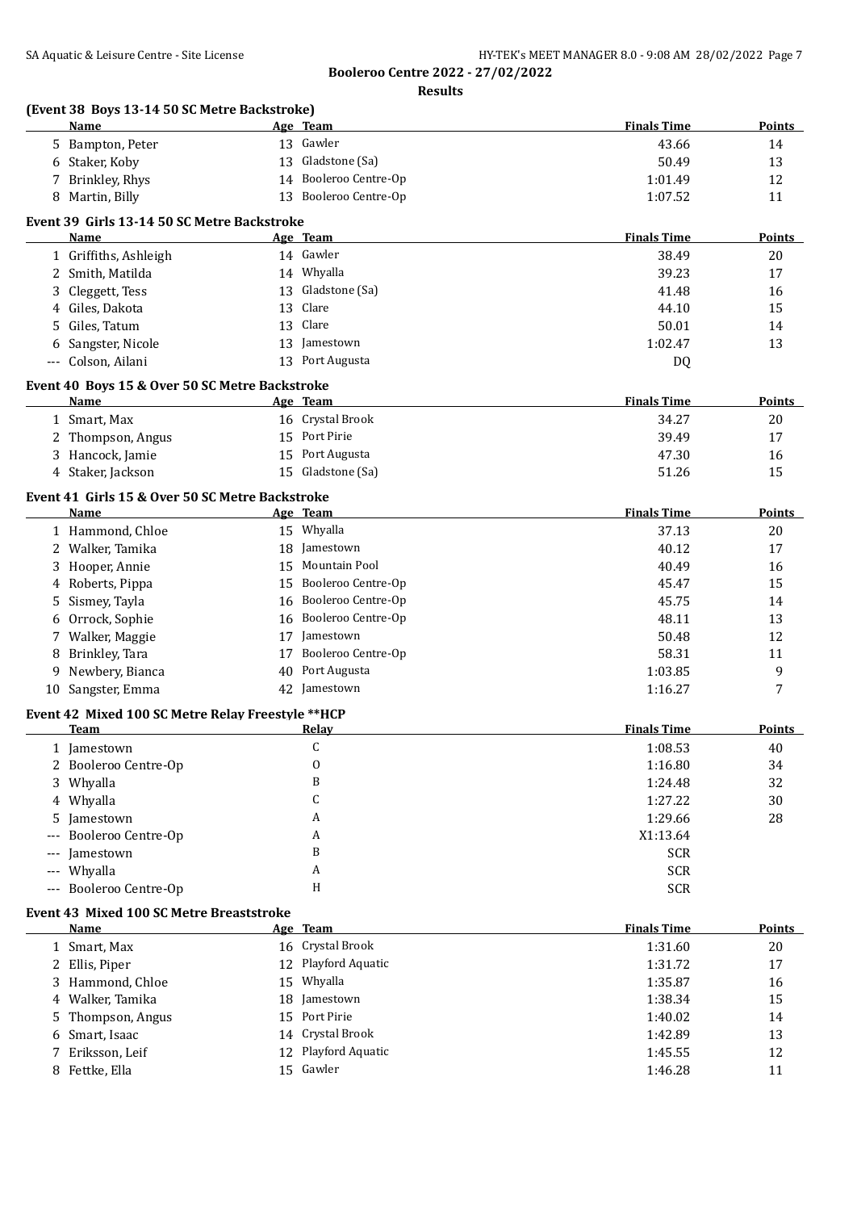**Booleroo Centre 2022 - 27/02/2022**

**Results**

### (Event 38 Boys 13-14 50 SC Metre Backstroke)

| | Name | Age | Team | Finals Time | Points |
|---|---|---|---|---|---|
| 5 | Bampton, Peter | 13 | Gawler | 43.66 | 14 |
| 6 | Staker, Koby | 13 | Gladstone (Sa) | 50.49 | 13 |
| 7 | Brinkley, Rhys | 14 | Booleroo Centre-Op | 1:01.49 | 12 |
| 8 | Martin, Billy | 13 | Booleroo Centre-Op | 1:07.52 | 11 |

### Event 39 Girls 13-14 50 SC Metre Backstroke

| | Name | Age | Team | Finals Time | Points |
|---|---|---|---|---|---|
| 1 | Griffiths, Ashleigh | 14 | Gawler | 38.49 | 20 |
| 2 | Smith, Matilda | 14 | Whyalla | 39.23 | 17 |
| 3 | Cleggett, Tess | 13 | Gladstone (Sa) | 41.48 | 16 |
| 4 | Giles, Dakota | 13 | Clare | 44.10 | 15 |
| 5 | Giles, Tatum | 13 | Clare | 50.01 | 14 |
| 6 | Sangster, Nicole | 13 | Jamestown | 1:02.47 | 13 |
| --- | Colson, Ailani | 13 | Port Augusta | DQ | |

### Event 40 Boys 15 & Over 50 SC Metre Backstroke

| | Name | Age | Team | Finals Time | Points |
|---|---|---|---|---|---|
| 1 | Smart, Max | 16 | Crystal Brook | 34.27 | 20 |
| 2 | Thompson, Angus | 15 | Port Pirie | 39.49 | 17 |
| 3 | Hancock, Jamie | 15 | Port Augusta | 47.30 | 16 |
| 4 | Staker, Jackson | 15 | Gladstone (Sa) | 51.26 | 15 |

### Event 41 Girls 15 & Over 50 SC Metre Backstroke

| | Name | Age | Team | Finals Time | Points |
|---|---|---|---|---|---|
| 1 | Hammond, Chloe | 15 | Whyalla | 37.13 | 20 |
| 2 | Walker, Tamika | 18 | Jamestown | 40.12 | 17 |
| 3 | Hooper, Annie | 15 | Mountain Pool | 40.49 | 16 |
| 4 | Roberts, Pippa | 15 | Booleroo Centre-Op | 45.47 | 15 |
| 5 | Sismey, Tayla | 16 | Booleroo Centre-Op | 45.75 | 14 |
| 6 | Orrock, Sophie | 16 | Booleroo Centre-Op | 48.11 | 13 |
| 7 | Walker, Maggie | 17 | Jamestown | 50.48 | 12 |
| 8 | Brinkley, Tara | 17 | Booleroo Centre-Op | 58.31 | 11 |
| 9 | Newbery, Bianca | 40 | Port Augusta | 1:03.85 | 9 |
| 10 | Sangster, Emma | 42 | Jamestown | 1:16.27 | 7 |

### Event 42 Mixed 100 SC Metre Relay Freestyle **HCP

| | Team | Relay | Finals Time | Points |
|---|---|---|---|---|
| 1 | Jamestown | C | 1:08.53 | 40 |
| 2 | Booleroo Centre-Op | 0 | 1:16.80 | 34 |
| 3 | Whyalla | B | 1:24.48 | 32 |
| 4 | Whyalla | C | 1:27.22 | 30 |
| 5 | Jamestown | A | 1:29.66 | 28 |
| --- | Booleroo Centre-Op | A | X1:13.64 | |
| --- | Jamestown | B | SCR | |
| --- | Whyalla | A | SCR | |
| --- | Booleroo Centre-Op | H | SCR | |

### Event 43 Mixed 100 SC Metre Breaststroke

| | Name | Age | Team | Finals Time | Points |
|---|---|---|---|---|---|
| 1 | Smart, Max | 16 | Crystal Brook | 1:31.60 | 20 |
| 2 | Ellis, Piper | 12 | Playford Aquatic | 1:31.72 | 17 |
| 3 | Hammond, Chloe | 15 | Whyalla | 1:35.87 | 16 |
| 4 | Walker, Tamika | 18 | Jamestown | 1:38.34 | 15 |
| 5 | Thompson, Angus | 15 | Port Pirie | 1:40.02 | 14 |
| 6 | Smart, Isaac | 14 | Crystal Brook | 1:42.89 | 13 |
| 7 | Eriksson, Leif | 12 | Playford Aquatic | 1:45.55 | 12 |
| 8 | Fettke, Ella | 15 | Gawler | 1:46.28 | 11 |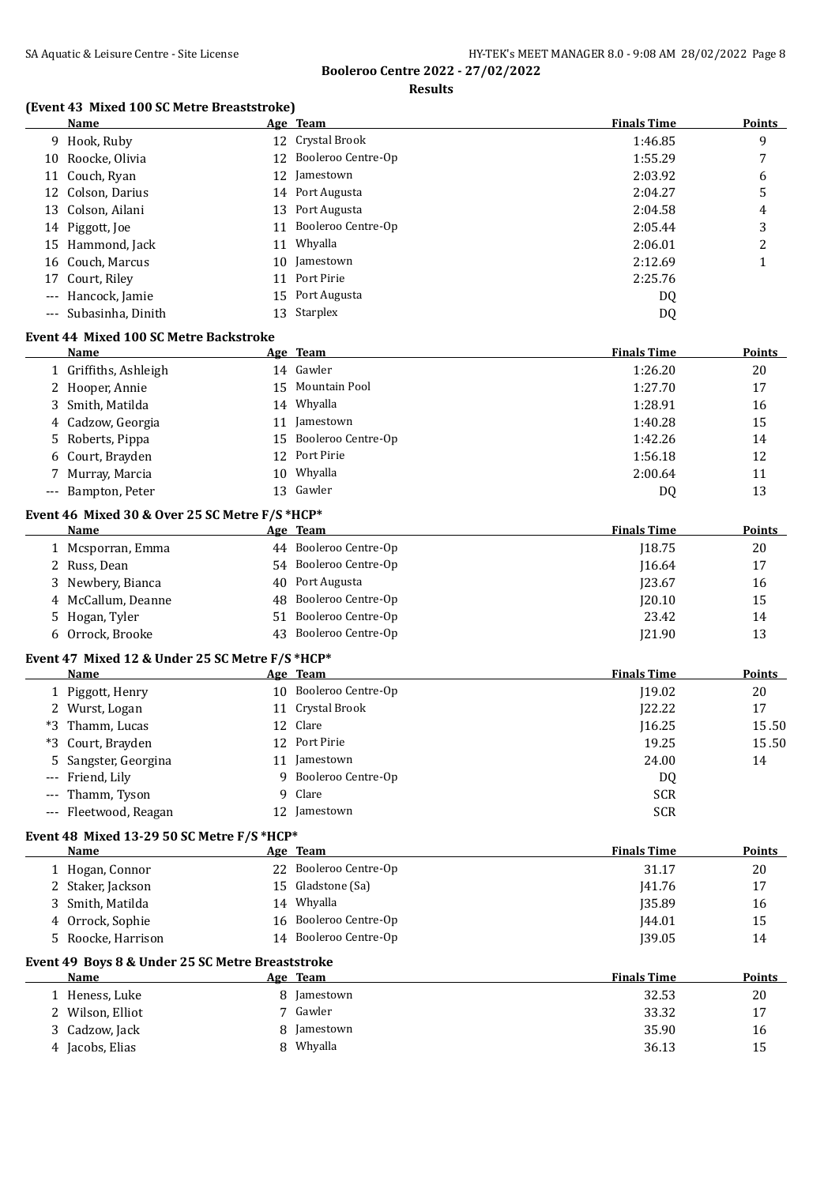# Booleroo Centre 2022 - 27/02/2022

## Results

### (Event 43 Mixed 100 SC Metre Breaststroke)

| | Name | Age | Team | Finals Time | Points |
|---|---|---|---|---|---|
| 9 | Hook, Ruby | 12 | Crystal Brook | 1:46.85 | 9 |
| 10 | Roocke, Olivia | 12 | Booleroo Centre-Op | 1:55.29 | 7 |
| 11 | Couch, Ryan | 12 | Jamestown | 2:03.92 | 6 |
| 12 | Colson, Darius | 14 | Port Augusta | 2:04.27 | 5 |
| 13 | Colson, Ailani | 13 | Port Augusta | 2:04.58 | 4 |
| 14 | Piggott, Joe | 11 | Booleroo Centre-Op | 2:05.44 | 3 |
| 15 | Hammond, Jack | 11 | Whyalla | 2:06.01 | 2 |
| 16 | Couch, Marcus | 10 | Jamestown | 2:12.69 | 1 |
| 17 | Court, Riley | 11 | Port Pirie | 2:25.76 | |
| --- | Hancock, Jamie | 15 | Port Augusta | DQ | |
| --- | Subasinha, Dinith | 13 | Starplex | DQ | |

### Event 44 Mixed 100 SC Metre Backstroke

| | Name | Age | Team | Finals Time | Points |
|---|---|---|---|---|---|
| 1 | Griffiths, Ashleigh | 14 | Gawler | 1:26.20 | 20 |
| 2 | Hooper, Annie | 15 | Mountain Pool | 1:27.70 | 17 |
| 3 | Smith, Matilda | 14 | Whyalla | 1:28.91 | 16 |
| 4 | Cadzow, Georgia | 11 | Jamestown | 1:40.28 | 15 |
| 5 | Roberts, Pippa | 15 | Booleroo Centre-Op | 1:42.26 | 14 |
| 6 | Court, Brayden | 12 | Port Pirie | 1:56.18 | 12 |
| 7 | Murray, Marcia | 10 | Whyalla | 2:00.64 | 11 |
| --- | Bampton, Peter | 13 | Gawler | DQ | 13 |

### Event 46 Mixed 30 & Over 25 SC Metre F/S *HCP*

| | Name | Age | Team | Finals Time | Points |
|---|---|---|---|---|---|
| 1 | Mcsporran, Emma | 44 | Booleroo Centre-Op | J18.75 | 20 |
| 2 | Russ, Dean | 54 | Booleroo Centre-Op | J16.64 | 17 |
| 3 | Newbery, Bianca | 40 | Port Augusta | J23.67 | 16 |
| 4 | McCallum, Deanne | 48 | Booleroo Centre-Op | J20.10 | 15 |
| 5 | Hogan, Tyler | 51 | Booleroo Centre-Op | 23.42 | 14 |
| 6 | Orrock, Brooke | 43 | Booleroo Centre-Op | J21.90 | 13 |

### Event 47 Mixed 12 & Under 25 SC Metre F/S *HCP*

| | Name | Age | Team | Finals Time | Points |
|---|---|---|---|---|---|
| 1 | Piggott, Henry | 10 | Booleroo Centre-Op | J19.02 | 20 |
| 2 | Wurst, Logan | 11 | Crystal Brook | J22.22 | 17 |
| *3 | Thamm, Lucas | 12 | Clare | J16.25 | 15.50 |
| *3 | Court, Brayden | 12 | Port Pirie | 19.25 | 15.50 |
| 5 | Sangster, Georgina | 11 | Jamestown | 24.00 | 14 |
| --- | Friend, Lily | 9 | Booleroo Centre-Op | DQ | |
| --- | Thamm, Tyson | 9 | Clare | SCR | |
| --- | Fleetwood, Reagan | 12 | Jamestown | SCR | |

### Event 48 Mixed 13-29 50 SC Metre F/S *HCP*

| | Name | Age | Team | Finals Time | Points |
|---|---|---|---|---|---|
| 1 | Hogan, Connor | 22 | Booleroo Centre-Op | 31.17 | 20 |
| 2 | Staker, Jackson | 15 | Gladstone (Sa) | J41.76 | 17 |
| 3 | Smith, Matilda | 14 | Whyalla | J35.89 | 16 |
| 4 | Orrock, Sophie | 16 | Booleroo Centre-Op | J44.01 | 15 |
| 5 | Roocke, Harrison | 14 | Booleroo Centre-Op | J39.05 | 14 |

### Event 49 Boys 8 & Under 25 SC Metre Breaststroke

| | Name | Age | Team | Finals Time | Points |
|---|---|---|---|---|---|
| 1 | Heness, Luke | 8 | Jamestown | 32.53 | 20 |
| 2 | Wilson, Elliot | 7 | Gawler | 33.32 | 17 |
| 3 | Cadzow, Jack | 8 | Jamestown | 35.90 | 16 |
| 4 | Jacobs, Elias | 8 | Whyalla | 36.13 | 15 |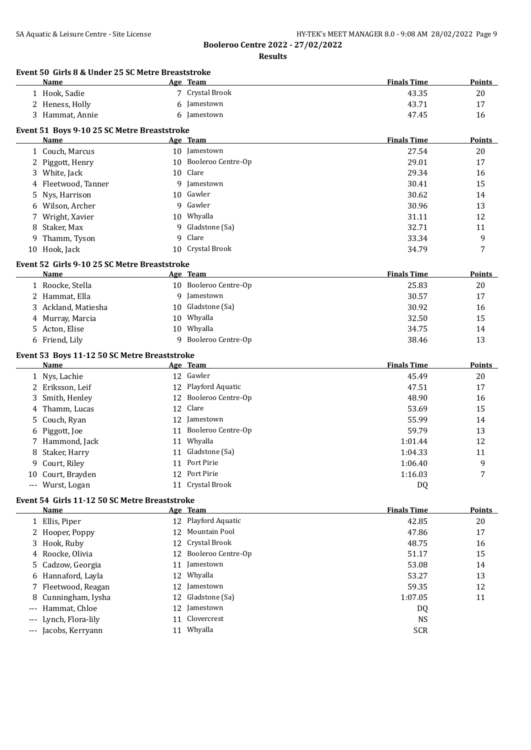**Booleroo Centre 2022 - 27/02/2022**

**Results**

### Event 50 Girls 8 & Under 25 SC Metre Breaststroke

| | Name | Age | Team | Finals Time | Points |
|---|---|---|---|---|---|
| 1 | Hook, Sadie | 7 | Crystal Brook | 43.35 | 20 |
| 2 | Heness, Holly | 6 | Jamestown | 43.71 | 17 |
| 3 | Hammat, Annie | 6 | Jamestown | 47.45 | 16 |

### Event 51 Boys 9-10 25 SC Metre Breaststroke

| | Name | Age | Team | Finals Time | Points |
|---|---|---|---|---|---|
| 1 | Couch, Marcus | 10 | Jamestown | 27.54 | 20 |
| 2 | Piggott, Henry | 10 | Booleroo Centre-Op | 29.01 | 17 |
| 3 | White, Jack | 10 | Clare | 29.34 | 16 |
| 4 | Fleetwood, Tanner | 9 | Jamestown | 30.41 | 15 |
| 5 | Nys, Harrison | 10 | Gawler | 30.62 | 14 |
| 6 | Wilson, Archer | 9 | Gawler | 30.96 | 13 |
| 7 | Wright, Xavier | 10 | Whyalla | 31.11 | 12 |
| 8 | Staker, Max | 9 | Gladstone (Sa) | 32.71 | 11 |
| 9 | Thamm, Tyson | 9 | Clare | 33.34 | 9 |
| 10 | Hook, Jack | 10 | Crystal Brook | 34.79 | 7 |

### Event 52 Girls 9-10 25 SC Metre Breaststroke

| | Name | Age | Team | Finals Time | Points |
|---|---|---|---|---|---|
| 1 | Roocke, Stella | 10 | Booleroo Centre-Op | 25.83 | 20 |
| 2 | Hammat, Ella | 9 | Jamestown | 30.57 | 17 |
| 3 | Ackland, Matiesha | 10 | Gladstone (Sa) | 30.92 | 16 |
| 4 | Murray, Marcia | 10 | Whyalla | 32.50 | 15 |
| 5 | Acton, Elise | 10 | Whyalla | 34.75 | 14 |
| 6 | Friend, Lily | 9 | Booleroo Centre-Op | 38.46 | 13 |

### Event 53 Boys 11-12 50 SC Metre Breaststroke

| | Name | Age | Team | Finals Time | Points |
|---|---|---|---|---|---|
| 1 | Nys, Lachie | 12 | Gawler | 45.49 | 20 |
| 2 | Eriksson, Leif | 12 | Playford Aquatic | 47.51 | 17 |
| 3 | Smith, Henley | 12 | Booleroo Centre-Op | 48.90 | 16 |
| 4 | Thamm, Lucas | 12 | Clare | 53.69 | 15 |
| 5 | Couch, Ryan | 12 | Jamestown | 55.99 | 14 |
| 6 | Piggott, Joe | 11 | Booleroo Centre-Op | 59.79 | 13 |
| 7 | Hammond, Jack | 11 | Whyalla | 1:01.44 | 12 |
| 8 | Staker, Harry | 11 | Gladstone (Sa) | 1:04.33 | 11 |
| 9 | Court, Riley | 11 | Port Pirie | 1:06.40 | 9 |
| 10 | Court, Brayden | 12 | Port Pirie | 1:16.03 | 7 |
| --- | Wurst, Logan | 11 | Crystal Brook | DQ | |

### Event 54 Girls 11-12 50 SC Metre Breaststroke

| | Name | Age | Team | Finals Time | Points |
|---|---|---|---|---|---|
| 1 | Ellis, Piper | 12 | Playford Aquatic | 42.85 | 20 |
| 2 | Hooper, Poppy | 12 | Mountain Pool | 47.86 | 17 |
| 3 | Hook, Ruby | 12 | Crystal Brook | 48.75 | 16 |
| 4 | Roocke, Olivia | 12 | Booleroo Centre-Op | 51.17 | 15 |
| 5 | Cadzow, Georgia | 11 | Jamestown | 53.08 | 14 |
| 6 | Hannaford, Layla | 12 | Whyalla | 53.27 | 13 |
| 7 | Fleetwood, Reagan | 12 | Jamestown | 59.35 | 12 |
| 8 | Cunningham, Iysha | 12 | Gladstone (Sa) | 1:07.05 | 11 |
| --- | Hammat, Chloe | 12 | Jamestown | DQ | |
| --- | Lynch, Flora-lily | 11 | Clovercrest | NS | |
| --- | Jacobs, Kerryann | 11 | Whyalla | SCR | |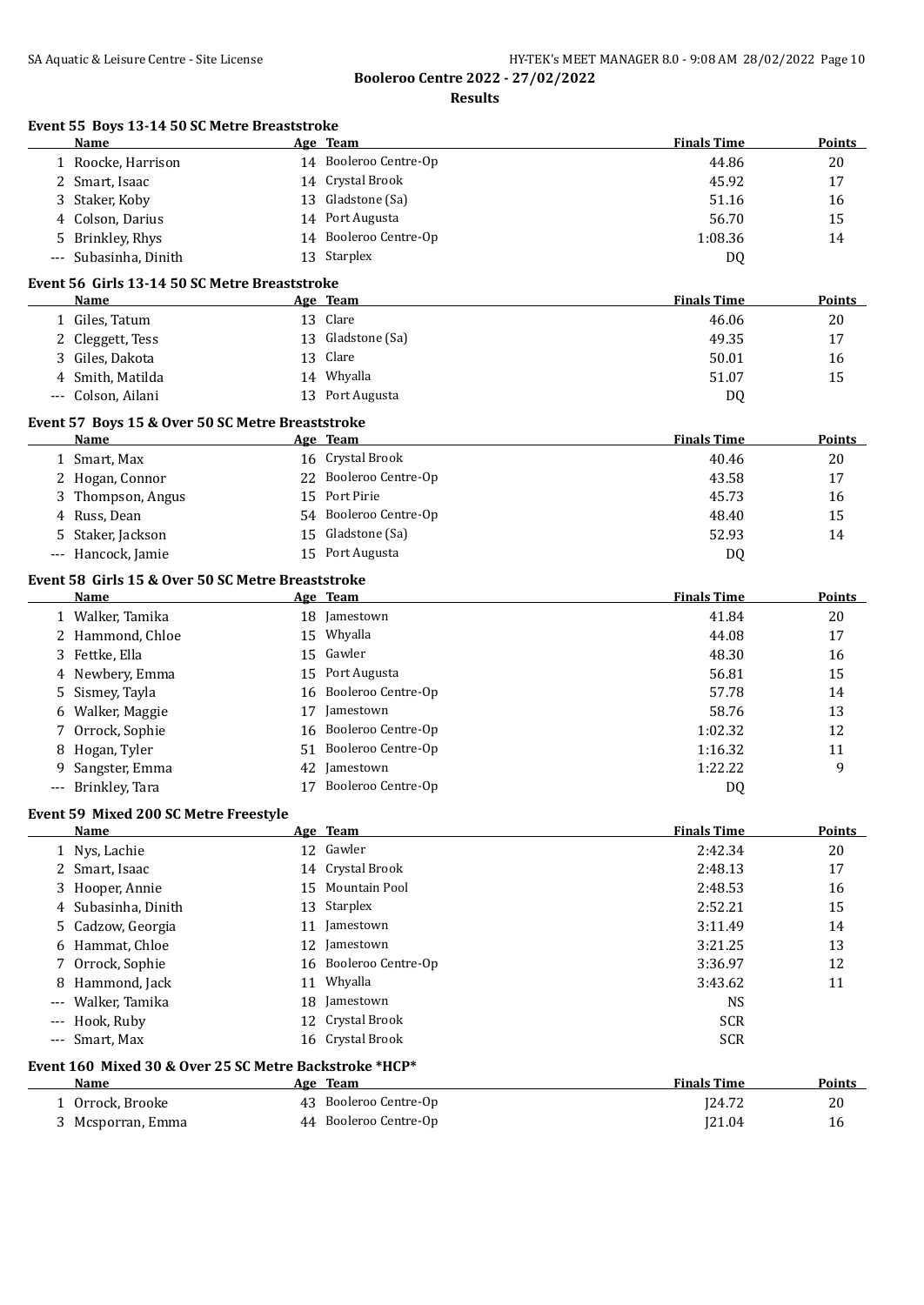**Booleroo Centre 2022 - 27/02/2022**

**Results**

### Event 55 Boys 13-14 50 SC Metre Breaststroke

| | Name | Age | Team | Finals Time | Points |
|---|---|---|---|---|---|
| 1 | Roocke, Harrison | 14 | Booleroo Centre-Op | 44.86 | 20 |
| 2 | Smart, Isaac | 14 | Crystal Brook | 45.92 | 17 |
| 3 | Staker, Koby | 13 | Gladstone (Sa) | 51.16 | 16 |
| 4 | Colson, Darius | 14 | Port Augusta | 56.70 | 15 |
| 5 | Brinkley, Rhys | 14 | Booleroo Centre-Op | 1:08.36 | 14 |
| --- | Subasinha, Dinith | 13 | Starplex | DQ | |

### Event 56 Girls 13-14 50 SC Metre Breaststroke

| | Name | Age | Team | Finals Time | Points |
|---|---|---|---|---|---|
| 1 | Giles, Tatum | 13 | Clare | 46.06 | 20 |
| 2 | Cleggett, Tess | 13 | Gladstone (Sa) | 49.35 | 17 |
| 3 | Giles, Dakota | 13 | Clare | 50.01 | 16 |
| 4 | Smith, Matilda | 14 | Whyalla | 51.07 | 15 |
| --- | Colson, Ailani | 13 | Port Augusta | DQ | |

### Event 57 Boys 15 & Over 50 SC Metre Breaststroke

| | Name | Age | Team | Finals Time | Points |
|---|---|---|---|---|---|
| 1 | Smart, Max | 16 | Crystal Brook | 40.46 | 20 |
| 2 | Hogan, Connor | 22 | Booleroo Centre-Op | 43.58 | 17 |
| 3 | Thompson, Angus | 15 | Port Pirie | 45.73 | 16 |
| 4 | Russ, Dean | 54 | Booleroo Centre-Op | 48.40 | 15 |
| 5 | Staker, Jackson | 15 | Gladstone (Sa) | 52.93 | 14 |
| --- | Hancock, Jamie | 15 | Port Augusta | DQ | |

### Event 58 Girls 15 & Over 50 SC Metre Breaststroke

| | Name | Age | Team | Finals Time | Points |
|---|---|---|---|---|---|
| 1 | Walker, Tamika | 18 | Jamestown | 41.84 | 20 |
| 2 | Hammond, Chloe | 15 | Whyalla | 44.08 | 17 |
| 3 | Fettke, Ella | 15 | Gawler | 48.30 | 16 |
| 4 | Newbery, Emma | 15 | Port Augusta | 56.81 | 15 |
| 5 | Sismey, Tayla | 16 | Booleroo Centre-Op | 57.78 | 14 |
| 6 | Walker, Maggie | 17 | Jamestown | 58.76 | 13 |
| 7 | Orrock, Sophie | 16 | Booleroo Centre-Op | 1:02.32 | 12 |
| 8 | Hogan, Tyler | 51 | Booleroo Centre-Op | 1:16.32 | 11 |
| 9 | Sangster, Emma | 42 | Jamestown | 1:22.22 | 9 |
| --- | Brinkley, Tara | 17 | Booleroo Centre-Op | DQ | |

### Event 59 Mixed 200 SC Metre Freestyle

| | Name | Age | Team | Finals Time | Points |
|---|---|---|---|---|---|
| 1 | Nys, Lachie | 12 | Gawler | 2:42.34 | 20 |
| 2 | Smart, Isaac | 14 | Crystal Brook | 2:48.13 | 17 |
| 3 | Hooper, Annie | 15 | Mountain Pool | 2:48.53 | 16 |
| 4 | Subasinha, Dinith | 13 | Starplex | 2:52.21 | 15 |
| 5 | Cadzow, Georgia | 11 | Jamestown | 3:11.49 | 14 |
| 6 | Hammat, Chloe | 12 | Jamestown | 3:21.25 | 13 |
| 7 | Orrock, Sophie | 16 | Booleroo Centre-Op | 3:36.97 | 12 |
| 8 | Hammond, Jack | 11 | Whyalla | 3:43.62 | 11 |
| --- | Walker, Tamika | 18 | Jamestown | NS | |
| --- | Hook, Ruby | 12 | Crystal Brook | SCR | |
| --- | Smart, Max | 16 | Crystal Brook | SCR | |

### Event 160 Mixed 30 & Over 25 SC Metre Backstroke *HCP*

| | Name | Age | Team | Finals Time | Points |
|---|---|---|---|---|---|
| 1 | Orrock, Brooke | 43 | Booleroo Centre-Op | J24.72 | 20 |
| 3 | Mcsporran, Emma | 44 | Booleroo Centre-Op | J21.04 | 16 |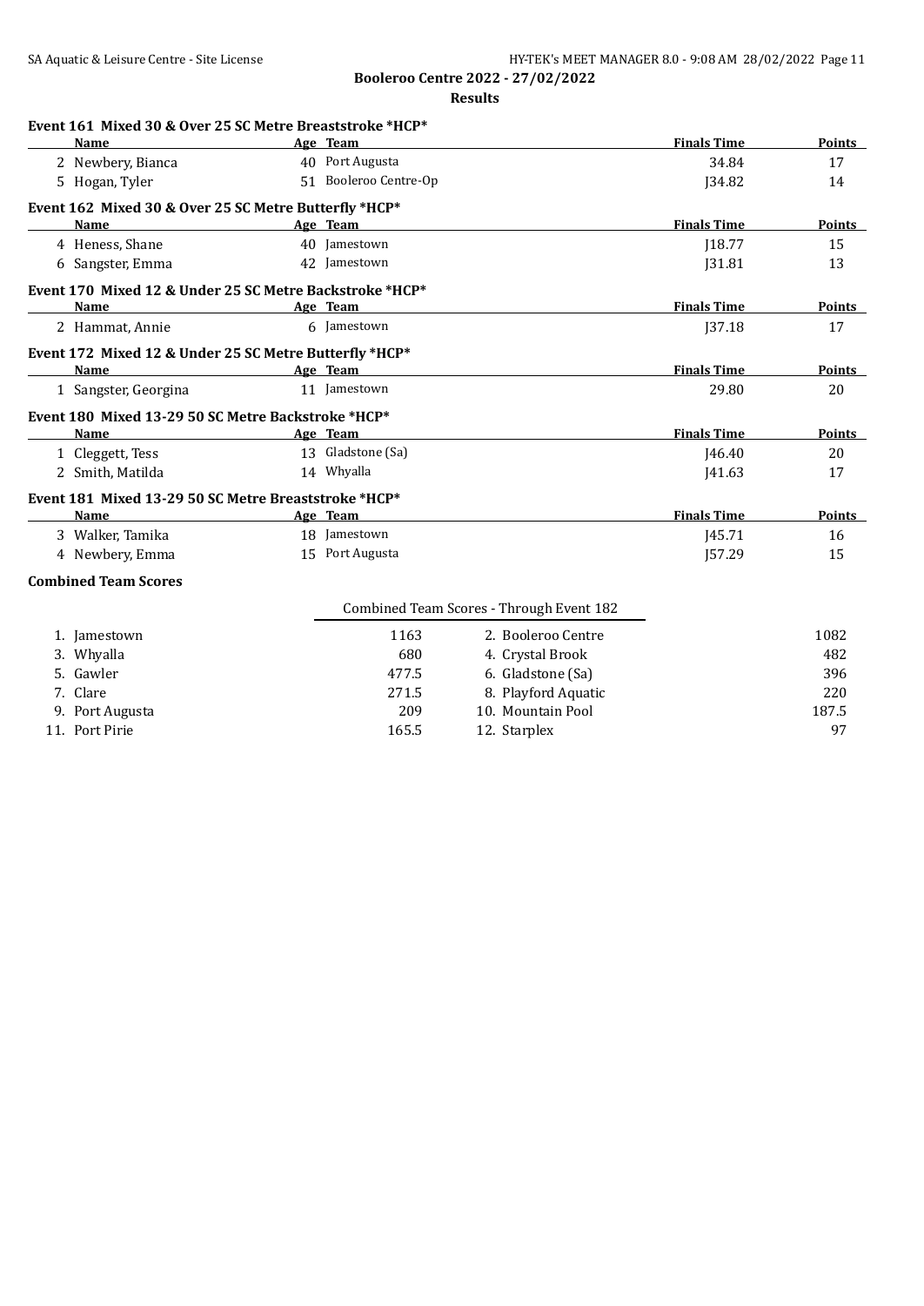## Booleroo Centre 2022 - 27/02/2022

### Results

**Event 161 Mixed 30 & Over 25 SC Metre Breaststroke *HCP***

| | Name | Age | Team | Finals Time | Points |
|---|---|---|---|---|---|
| 2 | Newbery, Bianca | 40 | Port Augusta | 34.84 | 17 |
| 5 | Hogan, Tyler | 51 | Booleroo Centre-Op | J34.82 | 14 |

**Event 162 Mixed 30 & Over 25 SC Metre Butterfly *HCP***

| | Name | Age | Team | Finals Time | Points |
|---|---|---|---|---|---|
| 4 | Heness, Shane | 40 | Jamestown | J18.77 | 15 |
| 6 | Sangster, Emma | 42 | Jamestown | J31.81 | 13 |

**Event 170 Mixed 12 & Under 25 SC Metre Backstroke *HCP***

| | Name | Age | Team | Finals Time | Points |
|---|---|---|---|---|---|
| 2 | Hammat, Annie | 6 | Jamestown | J37.18 | 17 |

**Event 172 Mixed 12 & Under 25 SC Metre Butterfly *HCP***

| | Name | Age | Team | Finals Time | Points |
|---|---|---|---|---|---|
| 1 | Sangster, Georgina | 11 | Jamestown | 29.80 | 20 |

**Event 180 Mixed 13-29 50 SC Metre Backstroke *HCP***

| | Name | Age | Team | Finals Time | Points |
|---|---|---|---|---|---|
| 1 | Cleggett, Tess | 13 | Gladstone (Sa) | J46.40 | 20 |
| 2 | Smith, Matilda | 14 | Whyalla | J41.63 | 17 |

**Event 181 Mixed 13-29 50 SC Metre Breaststroke *HCP***

| | Name | Age | Team | Finals Time | Points |
|---|---|---|---|---|---|
| 3 | Walker, Tamika | 18 | Jamestown | J45.71 | 16 |
| 4 | Newbery, Emma | 15 | Port Augusta | J57.29 | 15 |

### Combined Team Scores

Combined Team Scores - Through Event 182

| | | | |
|---|---|---|---|
| 1. Jamestown | 1163 | 2. Booleroo Centre | 1082 |
| 3. Whyalla | 680 | 4. Crystal Brook | 482 |
| 5. Gawler | 477.5 | 6. Gladstone (Sa) | 396 |
| 7. Clare | 271.5 | 8. Playford Aquatic | 220 |
| 9. Port Augusta | 209 | 10. Mountain Pool | 187.5 |
| 11. Port Pirie | 165.5 | 12. Starplex | 97 |